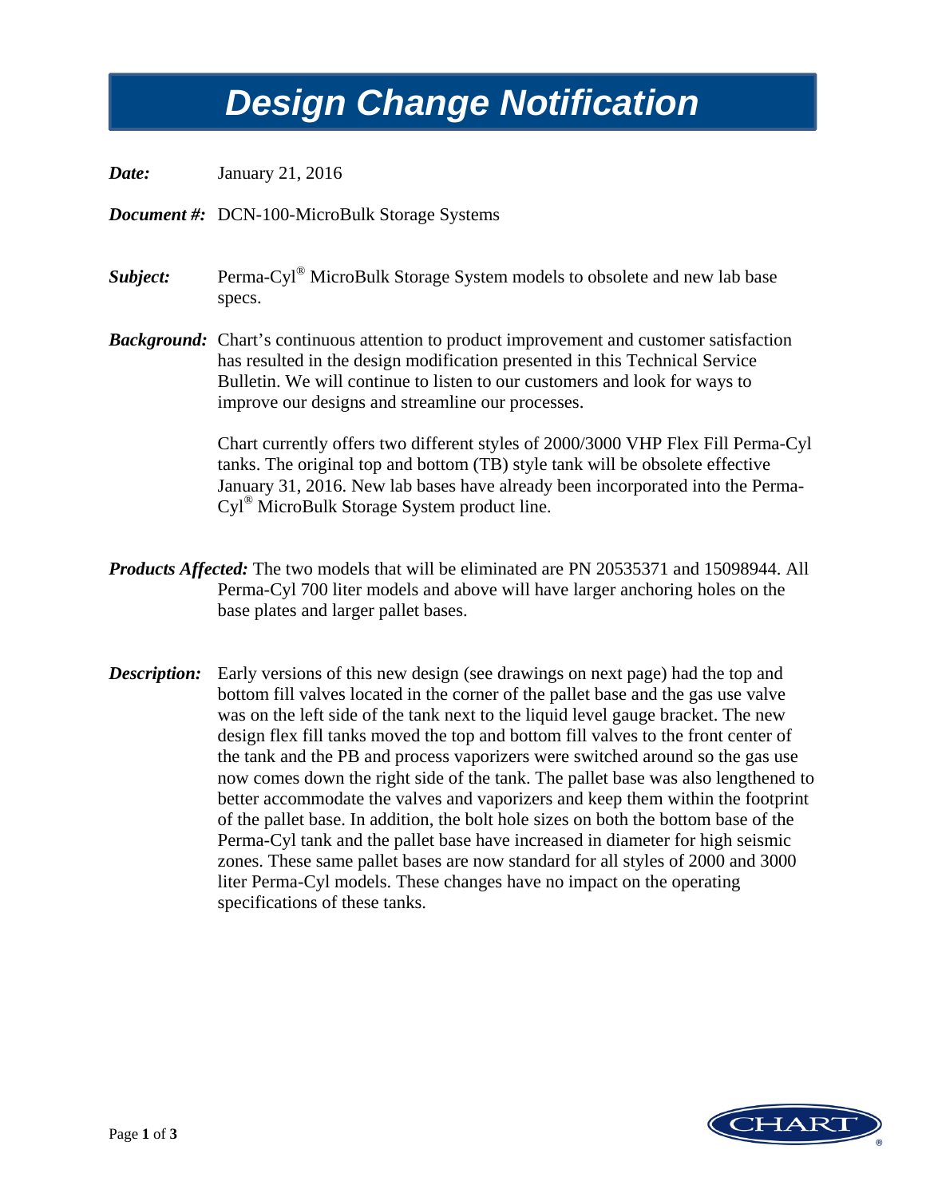# Design Change Notification

***Date:*** January 21, 2016

***Document #:*** DCN-100-MicroBulk Storage Systems

***Subject:*** Perma-Cyl® MicroBulk Storage System models to obsolete and new lab base specs.

***Background:*** Chart's continuous attention to product improvement and customer satisfaction has resulted in the design modification presented in this Technical Service Bulletin. We will continue to listen to our customers and look for ways to improve our designs and streamline our processes.

Chart currently offers two different styles of 2000/3000 VHP Flex Fill Perma-Cyl tanks. The original top and bottom (TB) style tank will be obsolete effective January 31, 2016. New lab bases have already been incorporated into the Perma-Cyl® MicroBulk Storage System product line.

***Products Affected:*** The two models that will be eliminated are PN 20535371 and 15098944. All Perma-Cyl 700 liter models and above will have larger anchoring holes on the base plates and larger pallet bases.

***Description:*** Early versions of this new design (see drawings on next page) had the top and bottom fill valves located in the corner of the pallet base and the gas use valve was on the left side of the tank next to the liquid level gauge bracket. The new design flex fill tanks moved the top and bottom fill valves to the front center of the tank and the PB and process vaporizers were switched around so the gas use now comes down the right side of the tank. The pallet base was also lengthened to better accommodate the valves and vaporizers and keep them within the footprint of the pallet base. In addition, the bolt hole sizes on both the bottom base of the Perma-Cyl tank and the pallet base have increased in diameter for high seismic zones. These same pallet bases are now standard for all styles of 2000 and 3000 liter Perma-Cyl models. These changes have no impact on the operating specifications of these tanks.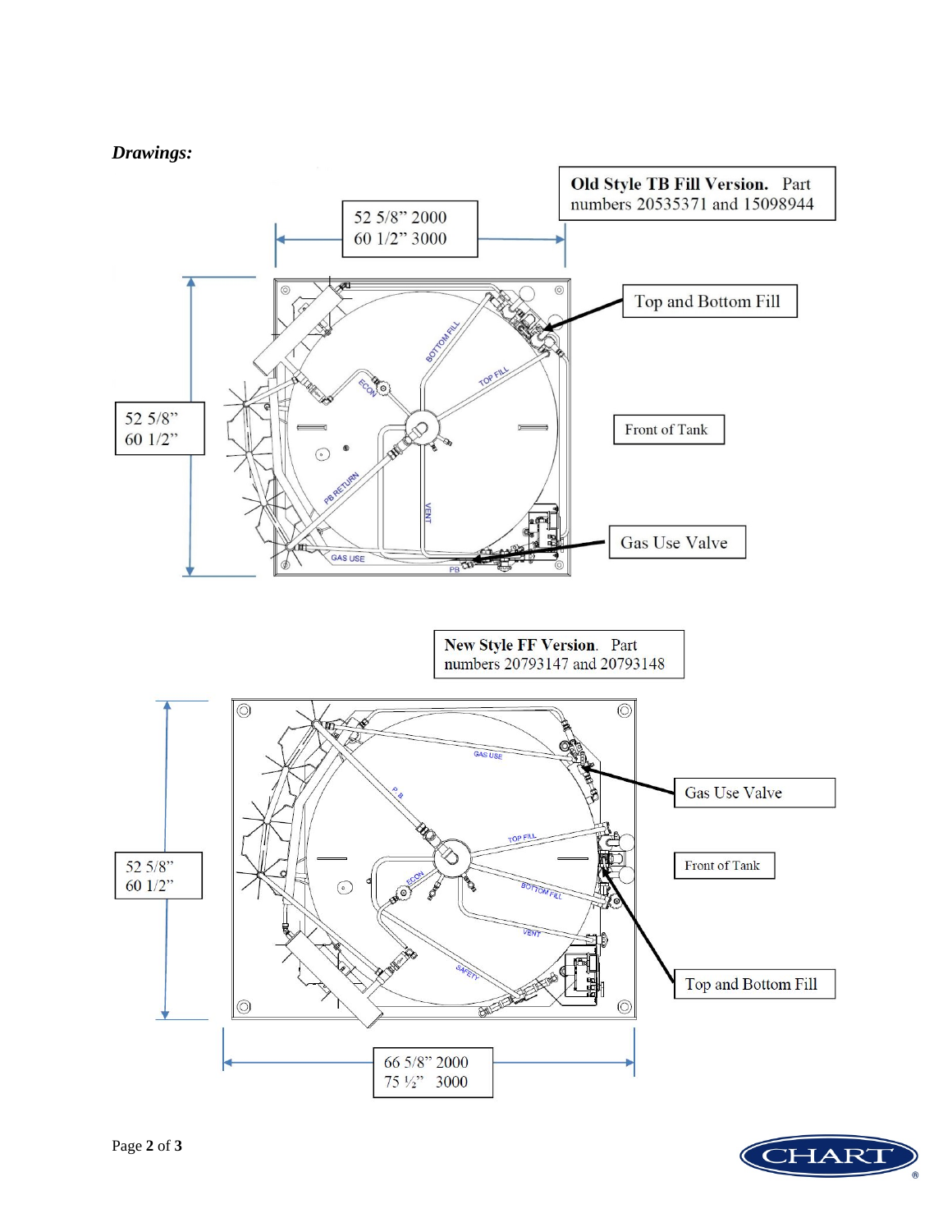***Drawings:***

**Old Style TB Fill Version.** Part numbers 20535371 and 15098944

52 5/8" 2000
60 1/2" 3000

Top and Bottom Fill

Front of Tank

Gas Use Valve

52 5/8"
60 1/2"

**New Style FF Version.** Part numbers 20793147 and 20793148

Gas Use Valve

Front of Tank

Top and Bottom Fill

52 5/8"
60 1/2"

66 5/8" 2000
75 ½" 3000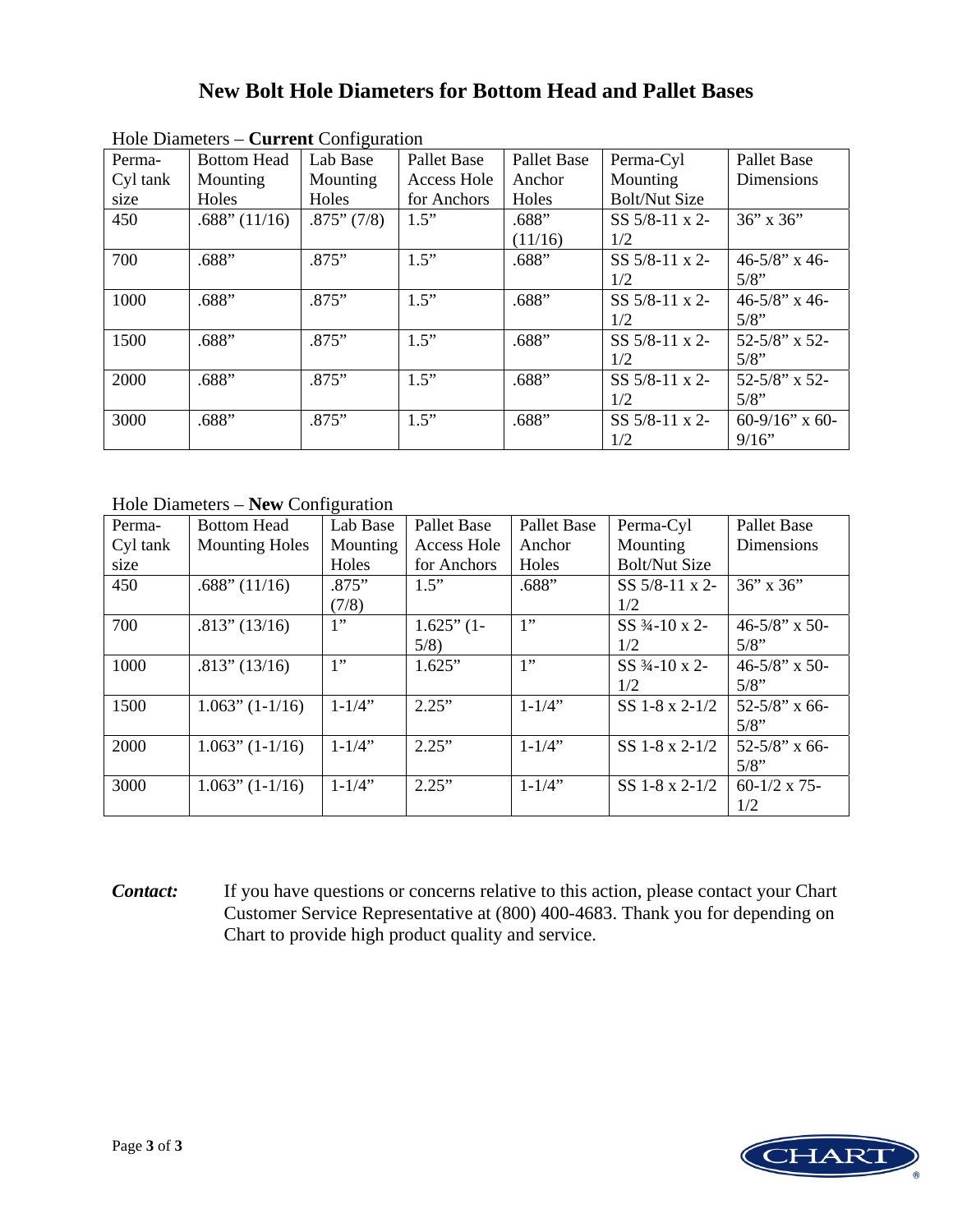# New Bolt Hole Diameters for Bottom Head and Pallet Bases

Hole Diameters – **Current** Configuration

| Perma-Cyl tank size | Bottom Head Mounting Holes | Lab Base Mounting Holes | Pallet Base Access Hole for Anchors | Pallet Base Anchor Holes | Perma-Cyl Mounting Bolt/Nut Size | Pallet Base Dimensions |
|---|---|---|---|---|---|---|
| 450 | .688" (11/16) | .875" (7/8) | 1.5" | .688" (11/16) | SS 5/8-11 x 2-1/2 | 36" x 36" |
| 700 | .688" | .875" | 1.5" | .688" | SS 5/8-11 x 2-1/2 | 46-5/8" x 46-5/8" |
| 1000 | .688" | .875" | 1.5" | .688" | SS 5/8-11 x 2-1/2 | 46-5/8" x 46-5/8" |
| 1500 | .688" | .875" | 1.5" | .688" | SS 5/8-11 x 2-1/2 | 52-5/8" x 52-5/8" |
| 2000 | .688" | .875" | 1.5" | .688" | SS 5/8-11 x 2-1/2 | 52-5/8" x 52-5/8" |
| 3000 | .688" | .875" | 1.5" | .688" | SS 5/8-11 x 2-1/2 | 60-9/16" x 60-9/16" |

Hole Diameters – **New** Configuration

| Perma-Cyl tank size | Bottom Head Mounting Holes | Lab Base Mounting Holes | Pallet Base Access Hole for Anchors | Pallet Base Anchor Holes | Perma-Cyl Mounting Bolt/Nut Size | Pallet Base Dimensions |
|---|---|---|---|---|---|---|
| 450 | .688" (11/16) | .875" (7/8) | 1.5" | .688" | SS 5/8-11 x 2-1/2 | 36" x 36" |
| 700 | .813" (13/16) | 1" | 1.625" (1-5/8) | 1" | SS ¾-10 x 2-1/2 | 46-5/8" x 50-5/8" |
| 1000 | .813" (13/16) | 1" | 1.625" | 1" | SS ¾-10 x 2-1/2 | 46-5/8" x 50-5/8" |
| 1500 | 1.063" (1-1/16) | 1-1/4" | 2.25" | 1-1/4" | SS 1-8 x 2-1/2 | 52-5/8" x 66-5/8" |
| 2000 | 1.063" (1-1/16) | 1-1/4" | 2.25" | 1-1/4" | SS 1-8 x 2-1/2 | 52-5/8" x 66-5/8" |
| 3000 | 1.063" (1-1/16) | 1-1/4" | 2.25" | 1-1/4" | SS 1-8 x 2-1/2 | 60-1/2 x 75-1/2 |

***Contact:*** If you have questions or concerns relative to this action, please contact your Chart Customer Service Representative at (800) 400-4683. Thank you for depending on Chart to provide high product quality and service.